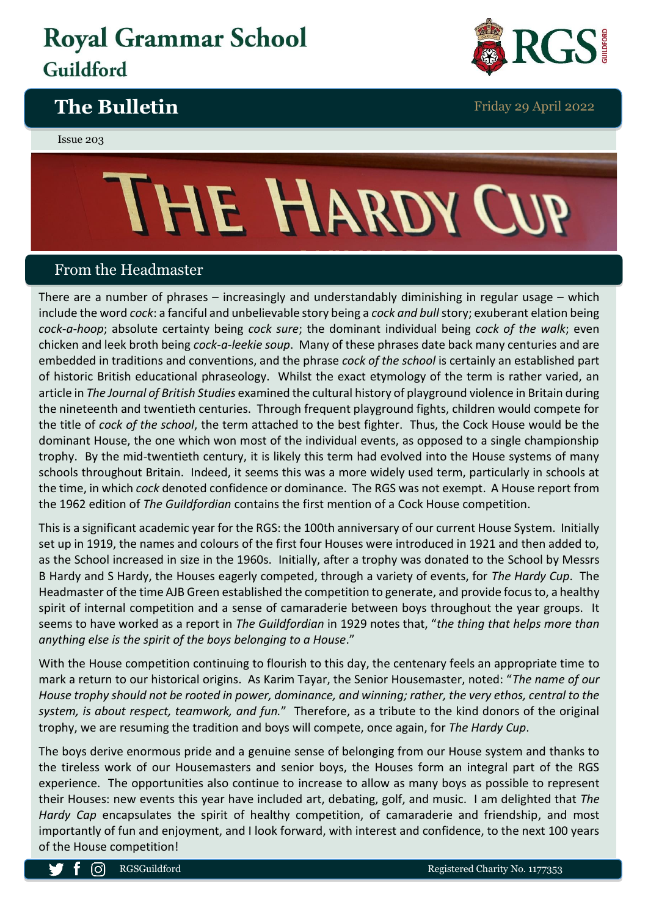# Royal Grammar School Guildford

## The Bulletin

Friday 29 April 2022

Issue 203

# THE HARDY CUP

## From the Headmaster

There are a number of phrases – increasingly and understandably diminishing in regular usage – which include the word *cock*: a fanciful and unbelievable story being a *cock and bull* story; exuberant elation being *cock-a-hoop*; absolute certainty being *cock sure*; the dominant individual being *cock of the walk*; even chicken and leek broth being *cock-a-leekie soup*. Many of these phrases date back many centuries and are embedded in traditions and conventions, and the phrase *cock of the school* is certainly an established part of historic British educational phraseology. Whilst the exact etymology of the term is rather varied, an article in *The Journal of British Studies* examined the cultural history of playground violence in Britain during the nineteenth and twentieth centuries. Through frequent playground fights, children would compete for the title of *cock of the school*, the term attached to the best fighter. Thus, the Cock House would be the dominant House, the one which won most of the individual events, as opposed to a single championship trophy. By the mid-twentieth century, it is likely this term had evolved into the House systems of many schools throughout Britain. Indeed, it seems this was a more widely used term, particularly in schools at the time, in which *cock* denoted confidence or dominance. The RGS was not exempt. A House report from the 1962 edition of *The Guildfordian* contains the first mention of a Cock House competition.

This is a significant academic year for the RGS: the 100th anniversary of our current House System. Initially set up in 1919, the names and colours of the first four Houses were introduced in 1921 and then added to, as the School increased in size in the 1960s. Initially, after a trophy was donated to the School by Messrs B Hardy and S Hardy, the Houses eagerly competed, through a variety of events, for *The Hardy Cup*. The Headmaster of the time AJB Green established the competition to generate, and provide focus to, a healthy spirit of internal competition and a sense of camaraderie between boys throughout the year groups. It seems to have worked as a report in *The Guildfordian* in 1929 notes that, "*the thing that helps more than anything else is the spirit of the boys belonging to a House*."

With the House competition continuing to flourish to this day, the centenary feels an appropriate time to mark a return to our historical origins. As Karim Tayar, the Senior Housemaster, noted: "*The name of our House trophy should not be rooted in power, dominance, and winning; rather, the very ethos, central to the system, is about respect, teamwork, and fun.*" Therefore, as a tribute to the kind donors of the original trophy, we are resuming the tradition and boys will compete, once again, for *The Hardy Cup*.

The boys derive enormous pride and a genuine sense of belonging from our House system and thanks to the tireless work of our Housemasters and senior boys, the Houses form an integral part of the RGS experience. The opportunities also continue to increase to allow as many boys as possible to represent their Houses: new events this year have included art, debating, golf, and music. I am delighted that *The Hardy Cup* encapsulates the spirit of healthy competition, of camaraderie and friendship, and most importantly of fun and enjoyment, and I look forward, with interest and confidence, to the next 100 years of the House competition!

RGSGuildford

Registered Charity No. 1177353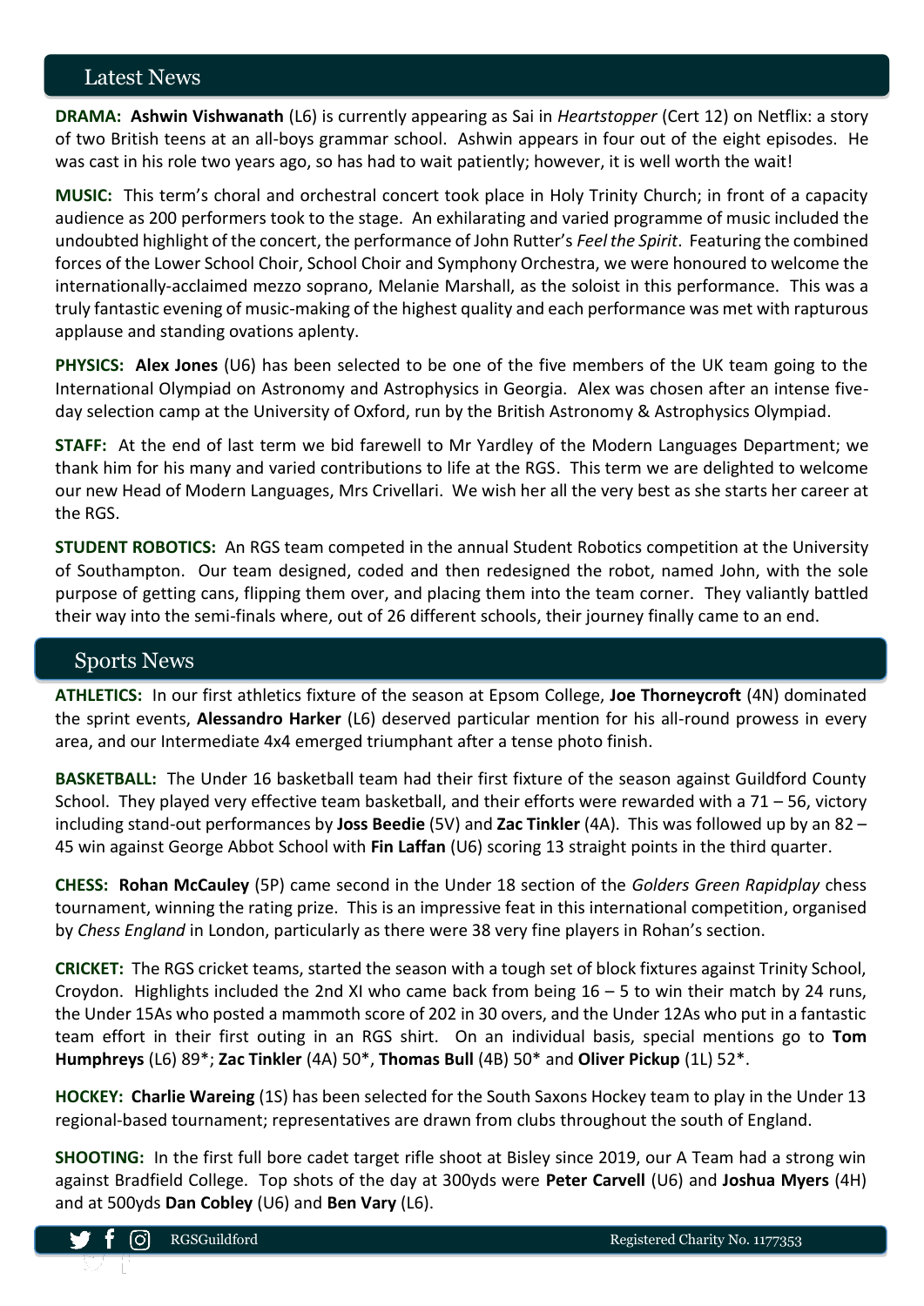## Latest News

**DRAMA: Ashwin Vishwanath** (L6) is currently appearing as Sai in *Heartstopper* (Cert 12) on Netflix: a story of two British teens at an all-boys grammar school. Ashwin appears in four out of the eight episodes. He was cast in his role two years ago, so has had to wait patiently; however, it is well worth the wait!

**MUSIC:** This term's choral and orchestral concert took place in Holy Trinity Church; in front of a capacity audience as 200 performers took to the stage. An exhilarating and varied programme of music included the undoubted highlight of the concert, the performance of John Rutter's *Feel the Spirit*. Featuring the combined forces of the Lower School Choir, School Choir and Symphony Orchestra, we were honoured to welcome the internationally-acclaimed mezzo soprano, Melanie Marshall, as the soloist in this performance. This was a truly fantastic evening of music-making of the highest quality and each performance was met with rapturous applause and standing ovations aplenty.

**PHYSICS: Alex Jones** (U6) has been selected to be one of the five members of the UK team going to the International Olympiad on Astronomy and Astrophysics in Georgia. Alex was chosen after an intense five-day selection camp at the University of Oxford, run by the British Astronomy & Astrophysics Olympiad.

**STAFF:** At the end of last term we bid farewell to Mr Yardley of the Modern Languages Department; we thank him for his many and varied contributions to life at the RGS. This term we are delighted to welcome our new Head of Modern Languages, Mrs Crivellari. We wish her all the very best as she starts her career at the RGS.

**STUDENT ROBOTICS:** An RGS team competed in the annual Student Robotics competition at the University of Southampton. Our team designed, coded and then redesigned the robot, named John, with the sole purpose of getting cans, flipping them over, and placing them into the team corner. They valiantly battled their way into the semi-finals where, out of 26 different schools, their journey finally came to an end.

## Sports News

**ATHLETICS:** In our first athletics fixture of the season at Epsom College, **Joe Thorneycroft** (4N) dominated the sprint events, **Alessandro Harker** (L6) deserved particular mention for his all-round prowess in every area, and our Intermediate 4x4 emerged triumphant after a tense photo finish.

**BASKETBALL:** The Under 16 basketball team had their first fixture of the season against Guildford County School. They played very effective team basketball, and their efforts were rewarded with a 71 – 56, victory including stand-out performances by **Joss Beedie** (5V) and **Zac Tinkler** (4A). This was followed up by an 82 – 45 win against George Abbot School with **Fin Laffan** (U6) scoring 13 straight points in the third quarter.

**CHESS: Rohan McCauley** (5P) came second in the Under 18 section of the *Golders Green Rapidplay* chess tournament, winning the rating prize. This is an impressive feat in this international competition, organised by *Chess England* in London, particularly as there were 38 very fine players in Rohan's section.

**CRICKET:** The RGS cricket teams, started the season with a tough set of block fixtures against Trinity School, Croydon. Highlights included the 2nd XI who came back from being 16 – 5 to win their match by 24 runs, the Under 15As who posted a mammoth score of 202 in 30 overs, and the Under 12As who put in a fantastic team effort in their first outing in an RGS shirt. On an individual basis, special mentions go to **Tom Humphreys** (L6) 89*; **Zac Tinkler** (4A) 50*, **Thomas Bull** (4B) 50* and **Oliver Pickup** (1L) 52*.

**HOCKEY: Charlie Wareing** (1S) has been selected for the South Saxons Hockey team to play in the Under 13 regional-based tournament; representatives are drawn from clubs throughout the south of England.

**SHOOTING:** In the first full bore cadet target rifle shoot at Bisley since 2019, our A Team had a strong win against Bradfield College. Top shots of the day at 300yds were **Peter Carvell** (U6) and **Joshua Myers** (4H) and at 500yds **Dan Cobley** (U6) and **Ben Vary** (L6).

RGSGuildford

Registered Charity No. 1177353